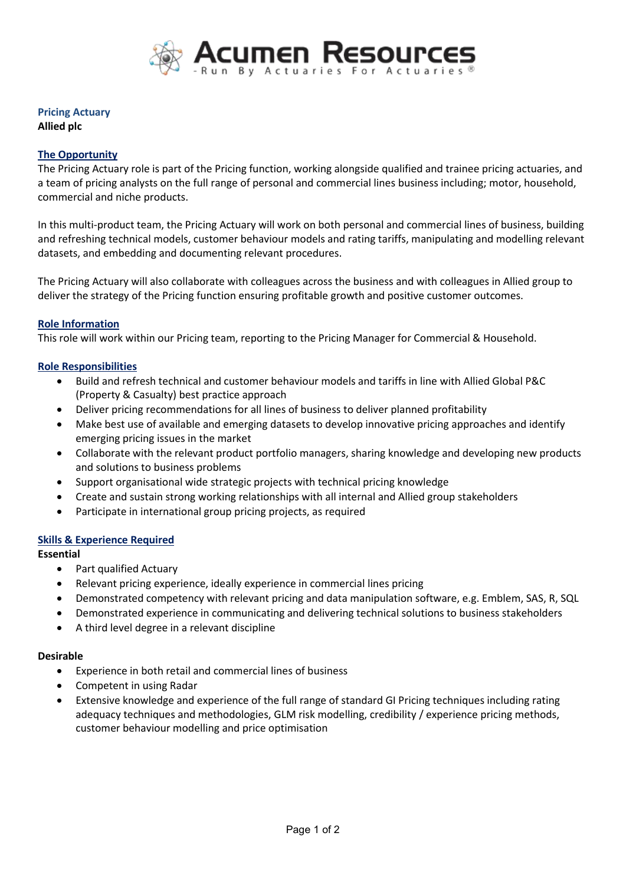# Acumen Resources

-Run By Actuaries For Actuaries®

## Pricing Actuary

**Allied plc**

### The Opportunity

The Pricing Actuary role is part of the Pricing function, working alongside qualified and trainee pricing actuaries, and a team of pricing analysts on the full range of personal and commercial lines business including; motor, household, commercial and niche products.

In this multi-product team, the Pricing Actuary will work on both personal and commercial lines of business, building and refreshing technical models, customer behaviour models and rating tariffs, manipulating and modelling relevant datasets, and embedding and documenting relevant procedures.

The Pricing Actuary will also collaborate with colleagues across the business and with colleagues in Allied group to deliver the strategy of the Pricing function ensuring profitable growth and positive customer outcomes.

### Role Information

This role will work within our Pricing team, reporting to the Pricing Manager for Commercial & Household.

### Role Responsibilities

- Build and refresh technical and customer behaviour models and tariffs in line with Allied Global P&C (Property & Casualty) best practice approach
- Deliver pricing recommendations for all lines of business to deliver planned profitability
- Make best use of available and emerging datasets to develop innovative pricing approaches and identify emerging pricing issues in the market
- Collaborate with the relevant product portfolio managers, sharing knowledge and developing new products and solutions to business problems
- Support organisational wide strategic projects with technical pricing knowledge
- Create and sustain strong working relationships with all internal and Allied group stakeholders
- Participate in international group pricing projects, as required

### Skills & Experience Required

**Essential**

- Part qualified Actuary
- Relevant pricing experience, ideally experience in commercial lines pricing
- Demonstrated competency with relevant pricing and data manipulation software, e.g. Emblem, SAS, R, SQL
- Demonstrated experience in communicating and delivering technical solutions to business stakeholders
- A third level degree in a relevant discipline

**Desirable**

- Experience in both retail and commercial lines of business
- Competent in using Radar
- Extensive knowledge and experience of the full range of standard GI Pricing techniques including rating adequacy techniques and methodologies, GLM risk modelling, credibility / experience pricing methods, customer behaviour modelling and price optimisation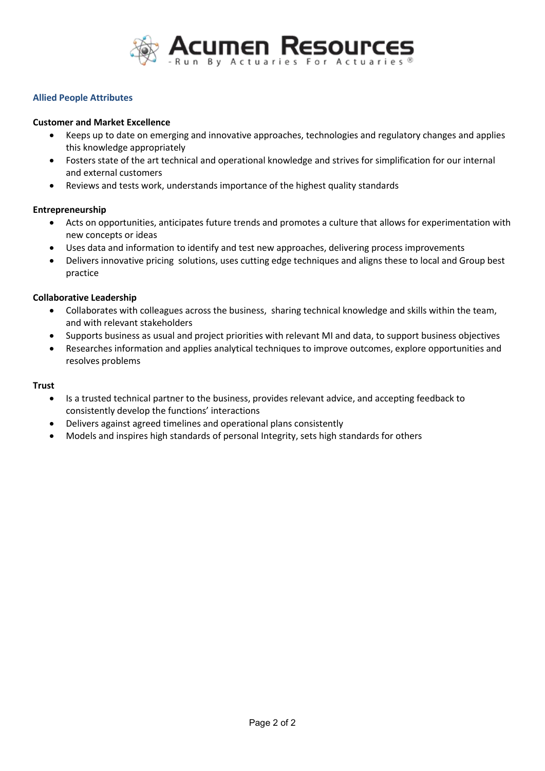## Allied People Attributes

**Customer and Market Excellence**

- Keeps up to date on emerging and innovative approaches, technologies and regulatory changes and applies this knowledge appropriately
- Fosters state of the art technical and operational knowledge and strives for simplification for our internal and external customers
- Reviews and tests work, understands importance of the highest quality standards

**Entrepreneurship**

- Acts on opportunities, anticipates future trends and promotes a culture that allows for experimentation with new concepts or ideas
- Uses data and information to identify and test new approaches, delivering process improvements
- Delivers innovative pricing solutions, uses cutting edge techniques and aligns these to local and Group best practice

**Collaborative Leadership**

- Collaborates with colleagues across the business, sharing technical knowledge and skills within the team, and with relevant stakeholders
- Supports business as usual and project priorities with relevant MI and data, to support business objectives
- Researches information and applies analytical techniques to improve outcomes, explore opportunities and resolves problems

**Trust**

- Is a trusted technical partner to the business, provides relevant advice, and accepting feedback to consistently develop the functions' interactions
- Delivers against agreed timelines and operational plans consistently
- Models and inspires high standards of personal Integrity, sets high standards for others